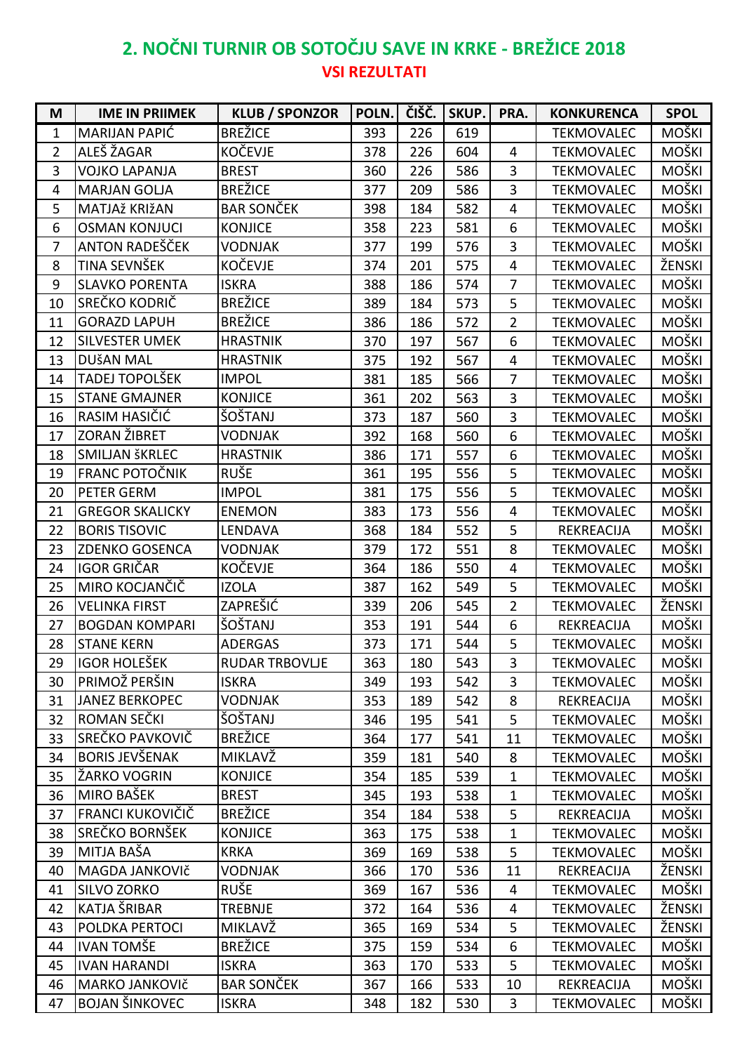## 2. NOČNI TURNIR OB SOTOČJU SAVE IN KRKE - BREŽICE 2018

**VSI REZULTATI**

| M | IME IN PRIIMEK | KLUB / SPONZOR | POLN. | ČIŠČ. | SKUP. | PRA. | KONKURENCA | SPOL |
|---|---|---|---|---|---|---|---|---|
| 1 | MARIJAN PAPIĆ | BREŽICE | 393 | 226 | 619 | | TEKMOVALEC | MOŠKI |
| 2 | ALEŠ ŽAGAR | KOČEVJE | 378 | 226 | 604 | 4 | TEKMOVALEC | MOŠKI |
| 3 | VOJKO LAPANJA | BREST | 360 | 226 | 586 | 3 | TEKMOVALEC | MOŠKI |
| 4 | MARJAN GOLJA | BREŽICE | 377 | 209 | 586 | 3 | TEKMOVALEC | MOŠKI |
| 5 | MATJAž KRIžAN | BAR SONČEK | 398 | 184 | 582 | 4 | TEKMOVALEC | MOŠKI |
| 6 | OSMAN KONJUCI | KONJICE | 358 | 223 | 581 | 6 | TEKMOVALEC | MOŠKI |
| 7 | ANTON RADEŠČEK | VODNJAK | 377 | 199 | 576 | 3 | TEKMOVALEC | MOŠKI |
| 8 | TINA SEVNŠEK | KOČEVJE | 374 | 201 | 575 | 4 | TEKMOVALEC | ŽENSKI |
| 9 | SLAVKO PORENTA | ISKRA | 388 | 186 | 574 | 7 | TEKMOVALEC | MOŠKI |
| 10 | SREČKO KODRIČ | BREŽICE | 389 | 184 | 573 | 5 | TEKMOVALEC | MOŠKI |
| 11 | GORAZD LAPUH | BREŽICE | 386 | 186 | 572 | 2 | TEKMOVALEC | MOŠKI |
| 12 | SILVESTER UMEK | HRASTNIK | 370 | 197 | 567 | 6 | TEKMOVALEC | MOŠKI |
| 13 | DUŠAN MAL | HRASTNIK | 375 | 192 | 567 | 4 | TEKMOVALEC | MOŠKI |
| 14 | TADEJ TOPOLŠEK | IMPOL | 381 | 185 | 566 | 7 | TEKMOVALEC | MOŠKI |
| 15 | STANE GMAJNER | KONJICE | 361 | 202 | 563 | 3 | TEKMOVALEC | MOŠKI |
| 16 | RASIM HASIČIĆ | ŠOŠTANJ | 373 | 187 | 560 | 3 | TEKMOVALEC | MOŠKI |
| 17 | ZORAN ŽIBRET | VODNJAK | 392 | 168 | 560 | 6 | TEKMOVALEC | MOŠKI |
| 18 | SMILJAN šKRLEC | HRASTNIK | 386 | 171 | 557 | 6 | TEKMOVALEC | MOŠKI |
| 19 | FRANC POTOČNIK | RUŠE | 361 | 195 | 556 | 5 | TEKMOVALEC | MOŠKI |
| 20 | PETER GERM | IMPOL | 381 | 175 | 556 | 5 | TEKMOVALEC | MOŠKI |
| 21 | GREGOR SKALICKY | ENEMON | 383 | 173 | 556 | 4 | TEKMOVALEC | MOŠKI |
| 22 | BORIS TISOVIC | LENDAVA | 368 | 184 | 552 | 5 | REKREACIJA | MOŠKI |
| 23 | ZDENKO GOSENCA | VODNJAK | 379 | 172 | 551 | 8 | TEKMOVALEC | MOŠKI |
| 24 | IGOR GRIČAR | KOČEVJE | 364 | 186 | 550 | 4 | TEKMOVALEC | MOŠKI |
| 25 | MIRO KOCJANČIČ | IZOLA | 387 | 162 | 549 | 5 | TEKMOVALEC | MOŠKI |
| 26 | VELINKA FIRST | ZAPREŠIĆ | 339 | 206 | 545 | 2 | TEKMOVALEC | ŽENSKI |
| 27 | BOGDAN KOMPARI | ŠOŠTANJ | 353 | 191 | 544 | 6 | REKREACIJA | MOŠKI |
| 28 | STANE KERN | ADERGAS | 373 | 171 | 544 | 5 | TEKMOVALEC | MOŠKI |
| 29 | IGOR HOLEŠEK | RUDAR TRBOVLJE | 363 | 180 | 543 | 3 | TEKMOVALEC | MOŠKI |
| 30 | PRIMOŽ PERŠIN | ISKRA | 349 | 193 | 542 | 3 | TEKMOVALEC | MOŠKI |
| 31 | JANEZ BERKOPEC | VODNJAK | 353 | 189 | 542 | 8 | REKREACIJA | MOŠKI |
| 32 | ROMAN SEČKI | ŠOŠTANJ | 346 | 195 | 541 | 5 | TEKMOVALEC | MOŠKI |
| 33 | SREČKO PAVKOVIČ | BREŽICE | 364 | 177 | 541 | 11 | TEKMOVALEC | MOŠKI |
| 34 | BORIS JEVŠENAK | MIKLAVŽ | 359 | 181 | 540 | 8 | TEKMOVALEC | MOŠKI |
| 35 | ŽARKO VOGRIN | KONJICE | 354 | 185 | 539 | 1 | TEKMOVALEC | MOŠKI |
| 36 | MIRO BAŠEK | BREST | 345 | 193 | 538 | 1 | TEKMOVALEC | MOŠKI |
| 37 | FRANCI KUKOVIČIČ | BREŽICE | 354 | 184 | 538 | 5 | REKREACIJA | MOŠKI |
| 38 | SREČKO BORNŠEK | KONJICE | 363 | 175 | 538 | 1 | TEKMOVALEC | MOŠKI |
| 39 | MITJA BAŠA | KRKA | 369 | 169 | 538 | 5 | TEKMOVALEC | MOŠKI |
| 40 | MAGDA JANKOVIč | VODNJAK | 366 | 170 | 536 | 11 | REKREACIJA | ŽENSKI |
| 41 | SILVO ZORKO | RUŠE | 369 | 167 | 536 | 4 | TEKMOVALEC | MOŠKI |
| 42 | KATJA ŠRIBAR | TREBNJE | 372 | 164 | 536 | 4 | TEKMOVALEC | ŽENSKI |
| 43 | POLDKA PERTOCI | MIKLAVŽ | 365 | 169 | 534 | 5 | TEKMOVALEC | ŽENSKI |
| 44 | IVAN TOMŠE | BREŽICE | 375 | 159 | 534 | 6 | TEKMOVALEC | MOŠKI |
| 45 | IVAN HARANDI | ISKRA | 363 | 170 | 533 | 5 | TEKMOVALEC | MOŠKI |
| 46 | MARKO JANKOVIč | BAR SONČEK | 367 | 166 | 533 | 10 | REKREACIJA | MOŠKI |
| 47 | BOJAN ŠINKOVEC | ISKRA | 348 | 182 | 530 | 3 | TEKMOVALEC | MOŠKI |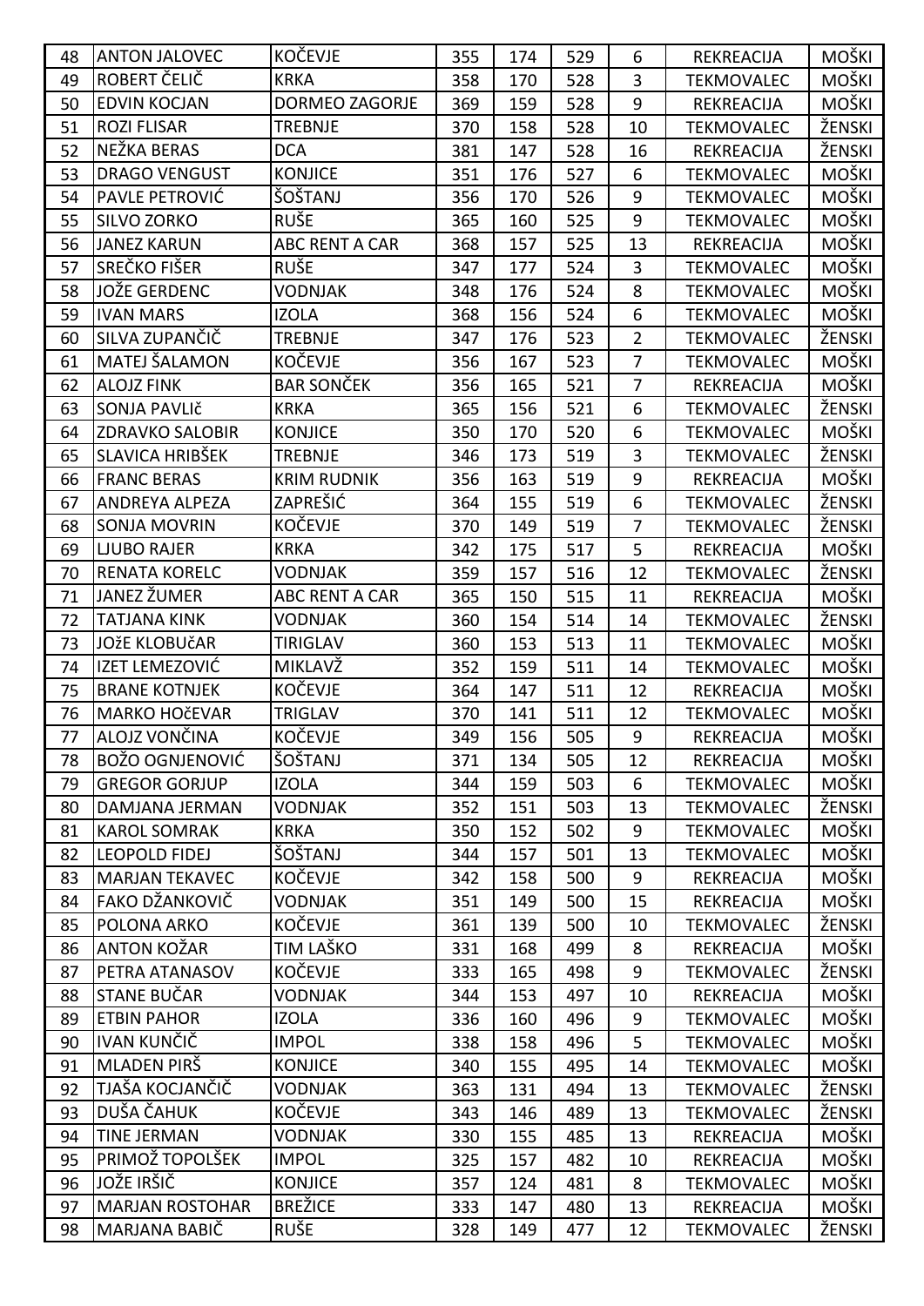| 48 | ANTON JALOVEC | KOČEVJE | 355 | 174 | 529 | 6 | REKREACIJA | MOŠKI |
|---|---|---|---|---|---|---|---|---|
| 49 | ROBERT ČELIČ | KRKA | 358 | 170 | 528 | 3 | TEKMOVALEC | MOŠKI |
| 50 | EDVIN KOCJAN | DORMEO ZAGORJE | 369 | 159 | 528 | 9 | REKREACIJA | MOŠKI |
| 51 | ROZI FLISAR | TREBNJE | 370 | 158 | 528 | 10 | TEKMOVALEC | ŽENSKI |
| 52 | NEŽKA BERAS | DCA | 381 | 147 | 528 | 16 | REKREACIJA | ŽENSKI |
| 53 | DRAGO VENGUST | KONJICE | 351 | 176 | 527 | 6 | TEKMOVALEC | MOŠKI |
| 54 | PAVLE PETROVIĆ | ŠOŠTANJ | 356 | 170 | 526 | 9 | TEKMOVALEC | MOŠKI |
| 55 | SILVO ZORKO | RUŠE | 365 | 160 | 525 | 9 | TEKMOVALEC | MOŠKI |
| 56 | JANEZ KARUN | ABC RENT A CAR | 368 | 157 | 525 | 13 | REKREACIJA | MOŠKI |
| 57 | SREČKO FIŠER | RUŠE | 347 | 177 | 524 | 3 | TEKMOVALEC | MOŠKI |
| 58 | JOŽE GERDENC | VODNJAK | 348 | 176 | 524 | 8 | TEKMOVALEC | MOŠKI |
| 59 | IVAN MARS | IZOLA | 368 | 156 | 524 | 6 | TEKMOVALEC | MOŠKI |
| 60 | SILVA ZUPANČIČ | TREBNJE | 347 | 176 | 523 | 2 | TEKMOVALEC | ŽENSKI |
| 61 | MATEJ ŠALAMON | KOČEVJE | 356 | 167 | 523 | 7 | TEKMOVALEC | MOŠKI |
| 62 | ALOJZ FINK | BAR SONČEK | 356 | 165 | 521 | 7 | REKREACIJA | MOŠKI |
| 63 | SONJA PAVLIč | KRKA | 365 | 156 | 521 | 6 | TEKMOVALEC | ŽENSKI |
| 64 | ZDRAVKO SALOBIR | KONJICE | 350 | 170 | 520 | 6 | TEKMOVALEC | MOŠKI |
| 65 | SLAVICA HRIBŠEK | TREBNJE | 346 | 173 | 519 | 3 | TEKMOVALEC | ŽENSKI |
| 66 | FRANC BERAS | KRIM RUDNIK | 356 | 163 | 519 | 9 | REKREACIJA | MOŠKI |
| 67 | ANDREYA ALPEZA | ZAPREŠIĆ | 364 | 155 | 519 | 6 | TEKMOVALEC | ŽENSKI |
| 68 | SONJA MOVRIN | KOČEVJE | 370 | 149 | 519 | 7 | TEKMOVALEC | ŽENSKI |
| 69 | LJUBO RAJER | KRKA | 342 | 175 | 517 | 5 | REKREACIJA | MOŠKI |
| 70 | RENATA KORELC | VODNJAK | 359 | 157 | 516 | 12 | TEKMOVALEC | ŽENSKI |
| 71 | JANEZ ŽUMER | ABC RENT A CAR | 365 | 150 | 515 | 11 | REKREACIJA | MOŠKI |
| 72 | TATJANA KINK | VODNJAK | 360 | 154 | 514 | 14 | TEKMOVALEC | ŽENSKI |
| 73 | JOžE KLOBUčAR | TIRIGLAV | 360 | 153 | 513 | 11 | TEKMOVALEC | MOŠKI |
| 74 | IZET LEMEZOVIĆ | MIKLAVŽ | 352 | 159 | 511 | 14 | TEKMOVALEC | MOŠKI |
| 75 | BRANE KOTNJEK | KOČEVJE | 364 | 147 | 511 | 12 | REKREACIJA | MOŠKI |
| 76 | MARKO HOčEVAR | TRIGLAV | 370 | 141 | 511 | 12 | TEKMOVALEC | MOŠKI |
| 77 | ALOJZ VONČINA | KOČEVJE | 349 | 156 | 505 | 9 | REKREACIJA | MOŠKI |
| 78 | BOŽO OGNJENOVIĆ | ŠOŠTANJ | 371 | 134 | 505 | 12 | REKREACIJA | MOŠKI |
| 79 | GREGOR GORJUP | IZOLA | 344 | 159 | 503 | 6 | TEKMOVALEC | MOŠKI |
| 80 | DAMJANA JERMAN | VODNJAK | 352 | 151 | 503 | 13 | TEKMOVALEC | ŽENSKI |
| 81 | KAROL SOMRAK | KRKA | 350 | 152 | 502 | 9 | TEKMOVALEC | MOŠKI |
| 82 | LEOPOLD FIDEJ | ŠOŠTANJ | 344 | 157 | 501 | 13 | TEKMOVALEC | MOŠKI |
| 83 | MARJAN TEKAVEC | KOČEVJE | 342 | 158 | 500 | 9 | REKREACIJA | MOŠKI |
| 84 | FAKO DŽANKOVIČ | VODNJAK | 351 | 149 | 500 | 15 | REKREACIJA | MOŠKI |
| 85 | POLONA ARKO | KOČEVJE | 361 | 139 | 500 | 10 | TEKMOVALEC | ŽENSKI |
| 86 | ANTON KOŽAR | TIM LAŠKO | 331 | 168 | 499 | 8 | REKREACIJA | MOŠKI |
| 87 | PETRA ATANASOV | KOČEVJE | 333 | 165 | 498 | 9 | TEKMOVALEC | ŽENSKI |
| 88 | STANE BUČAR | VODNJAK | 344 | 153 | 497 | 10 | REKREACIJA | MOŠKI |
| 89 | ETBIN PAHOR | IZOLA | 336 | 160 | 496 | 9 | TEKMOVALEC | MOŠKI |
| 90 | IVAN KUNČIČ | IMPOL | 338 | 158 | 496 | 5 | TEKMOVALEC | MOŠKI |
| 91 | MLADEN PIRŠ | KONJICE | 340 | 155 | 495 | 14 | TEKMOVALEC | MOŠKI |
| 92 | TJAŠA KOCJANČIČ | VODNJAK | 363 | 131 | 494 | 13 | TEKMOVALEC | ŽENSKI |
| 93 | DUŠA ČAHUK | KOČEVJE | 343 | 146 | 489 | 13 | TEKMOVALEC | ŽENSKI |
| 94 | TINE JERMAN | VODNJAK | 330 | 155 | 485 | 13 | REKREACIJA | MOŠKI |
| 95 | PRIMOŽ TOPOLŠEK | IMPOL | 325 | 157 | 482 | 10 | REKREACIJA | MOŠKI |
| 96 | JOŽE IRŠIČ | KONJICE | 357 | 124 | 481 | 8 | TEKMOVALEC | MOŠKI |
| 97 | MARJAN ROSTOHAR | BREŽICE | 333 | 147 | 480 | 13 | REKREACIJA | MOŠKI |
| 98 | MARJANA BABIČ | RUŠE | 328 | 149 | 477 | 12 | TEKMOVALEC | ŽENSKI |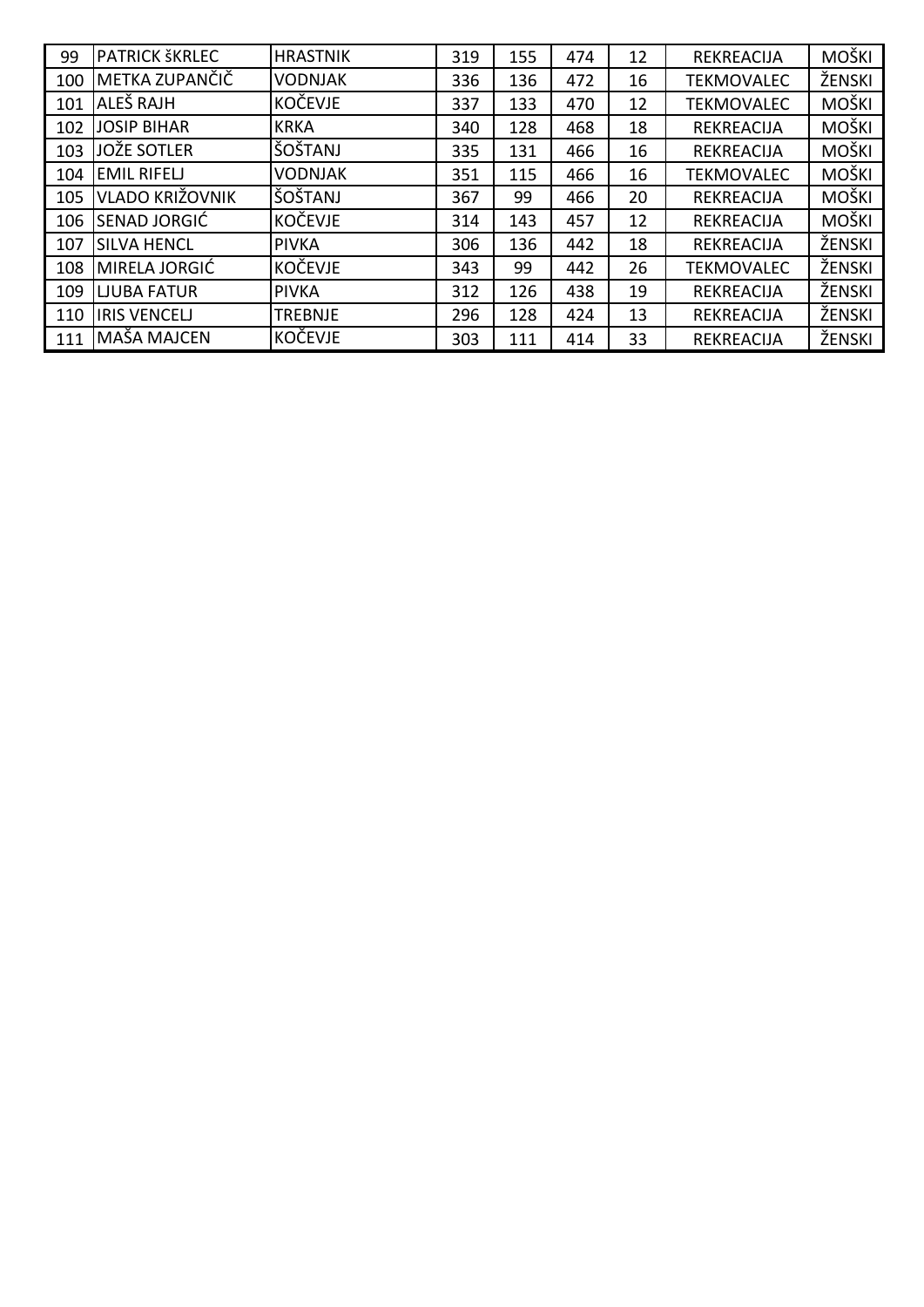| 99 | PATRICK šKRLEC | HRASTNIK | 319 | 155 | 474 | 12 | REKREACIJA | MOŠKI |
|---|---|---|---|---|---|---|---|---|
| 100 | METKA ZUPANČIČ | VODNJAK | 336 | 136 | 472 | 16 | TEKMOVALEC | ŽENSKI |
| 101 | ALEŠ RAJH | KOČEVJE | 337 | 133 | 470 | 12 | TEKMOVALEC | MOŠKI |
| 102 | JOSIP BIHAR | KRKA | 340 | 128 | 468 | 18 | REKREACIJA | MOŠKI |
| 103 | JOŽE SOTLER | ŠOŠTANJ | 335 | 131 | 466 | 16 | REKREACIJA | MOŠKI |
| 104 | EMIL RIFELJ | VODNJAK | 351 | 115 | 466 | 16 | TEKMOVALEC | MOŠKI |
| 105 | VLADO KRIŽOVNIK | ŠOŠTANJ | 367 | 99 | 466 | 20 | REKREACIJA | MOŠKI |
| 106 | SENAD JORGIĆ | KOČEVJE | 314 | 143 | 457 | 12 | REKREACIJA | MOŠKI |
| 107 | SILVA HENCL | PIVKA | 306 | 136 | 442 | 18 | REKREACIJA | ŽENSKI |
| 108 | MIRELA JORGIĆ | KOČEVJE | 343 | 99 | 442 | 26 | TEKMOVALEC | ŽENSKI |
| 109 | LJUBA FATUR | PIVKA | 312 | 126 | 438 | 19 | REKREACIJA | ŽENSKI |
| 110 | IRIS VENCELJ | TREBNJE | 296 | 128 | 424 | 13 | REKREACIJA | ŽENSKI |
| 111 | MAŠA MAJCEN | KOČEVJE | 303 | 111 | 414 | 33 | REKREACIJA | ŽENSKI |